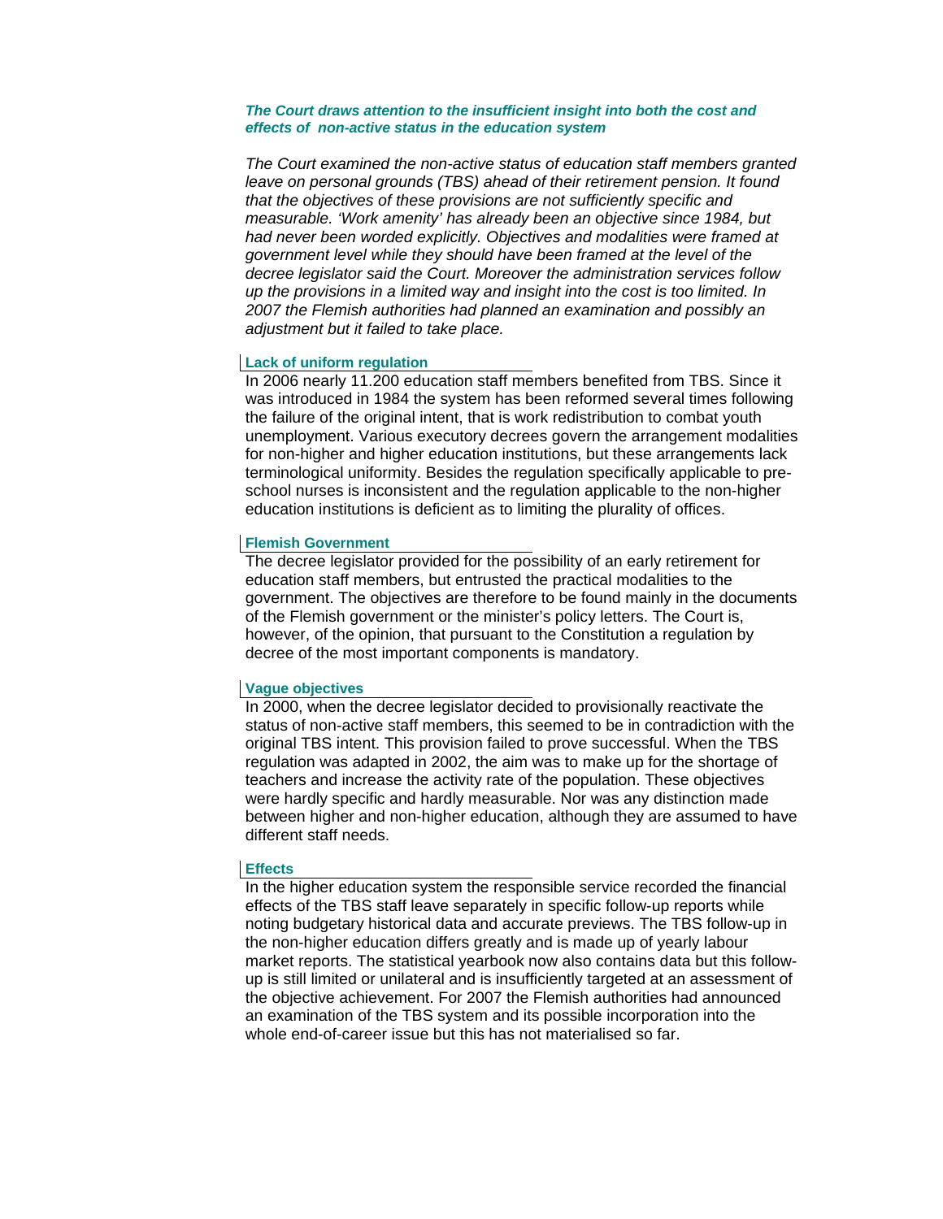***The Court draws attention to the insufficient insight into both the cost and effects of non-active status in the education system***

*The Court examined the non-active status of education staff members granted leave on personal grounds (TBS) ahead of their retirement pension. It found that the objectives of these provisions are not sufficiently specific and measurable. 'Work amenity' has already been an objective since 1984, but had never been worded explicitly. Objectives and modalities were framed at government level while they should have been framed at the level of the decree legislator said the Court. Moreover the administration services follow up the provisions in a limited way and insight into the cost is too limited. In 2007 the Flemish authorities had planned an examination and possibly an adjustment but it failed to take place.*

**Lack of uniform regulation**

In 2006 nearly 11.200 education staff members benefited from TBS. Since it was introduced in 1984 the system has been reformed several times following the failure of the original intent, that is work redistribution to combat youth unemployment. Various executory decrees govern the arrangement modalities for non-higher and higher education institutions, but these arrangements lack terminological uniformity. Besides the regulation specifically applicable to pre-school nurses is inconsistent and the regulation applicable to the non-higher education institutions is deficient as to limiting the plurality of offices.

**Flemish Government**

The decree legislator provided for the possibility of an early retirement for education staff members, but entrusted the practical modalities to the government. The objectives are therefore to be found mainly in the documents of the Flemish government or the minister's policy letters. The Court is, however, of the opinion, that pursuant to the Constitution a regulation by decree of the most important components is mandatory.

**Vague objectives**

In 2000, when the decree legislator decided to provisionally reactivate the status of non-active staff members, this seemed to be in contradiction with the original TBS intent. This provision failed to prove successful. When the TBS regulation was adapted in 2002, the aim was to make up for the shortage of teachers and increase the activity rate of the population. These objectives were hardly specific and hardly measurable. Nor was any distinction made between higher and non-higher education, although they are assumed to have different staff needs.

**Effects**

In the higher education system the responsible service recorded the financial effects of the TBS staff leave separately in specific follow-up reports while noting budgetary historical data and accurate previews. The TBS follow-up in the non-higher education differs greatly and is made up of yearly labour market reports. The statistical yearbook now also contains data but this follow-up is still limited or unilateral and is insufficiently targeted at an assessment of the objective achievement. For 2007 the Flemish authorities had announced an examination of the TBS system and its possible incorporation into the whole end-of-career issue but this has not materialised so far.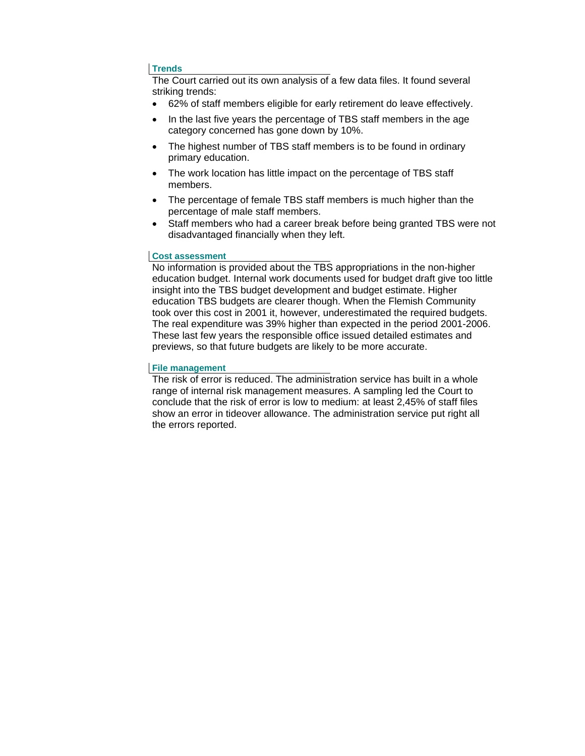### Trends

The Court carried out its own analysis of a few data files. It found several striking trends:

- 62% of staff members eligible for early retirement do leave effectively.
- In the last five years the percentage of TBS staff members in the age category concerned has gone down by 10%.
- The highest number of TBS staff members is to be found in ordinary primary education.
- The work location has little impact on the percentage of TBS staff members.
- The percentage of female TBS staff members is much higher than the percentage of male staff members.
- Staff members who had a career break before being granted TBS were not disadvantaged financially when they left.

### Cost assessment

No information is provided about the TBS appropriations in the non-higher education budget. Internal work documents used for budget draft give too little insight into the TBS budget development and budget estimate. Higher education TBS budgets are clearer though. When the Flemish Community took over this cost in 2001 it, however, underestimated the required budgets. The real expenditure was 39% higher than expected in the period 2001-2006. These last few years the responsible office issued detailed estimates and previews, so that future budgets are likely to be more accurate.

### File management

The risk of error is reduced. The administration service has built in a whole range of internal risk management measures. A sampling led the Court to conclude that the risk of error is low to medium: at least 2,45% of staff files show an error in tideover allowance. The administration service put right all the errors reported.